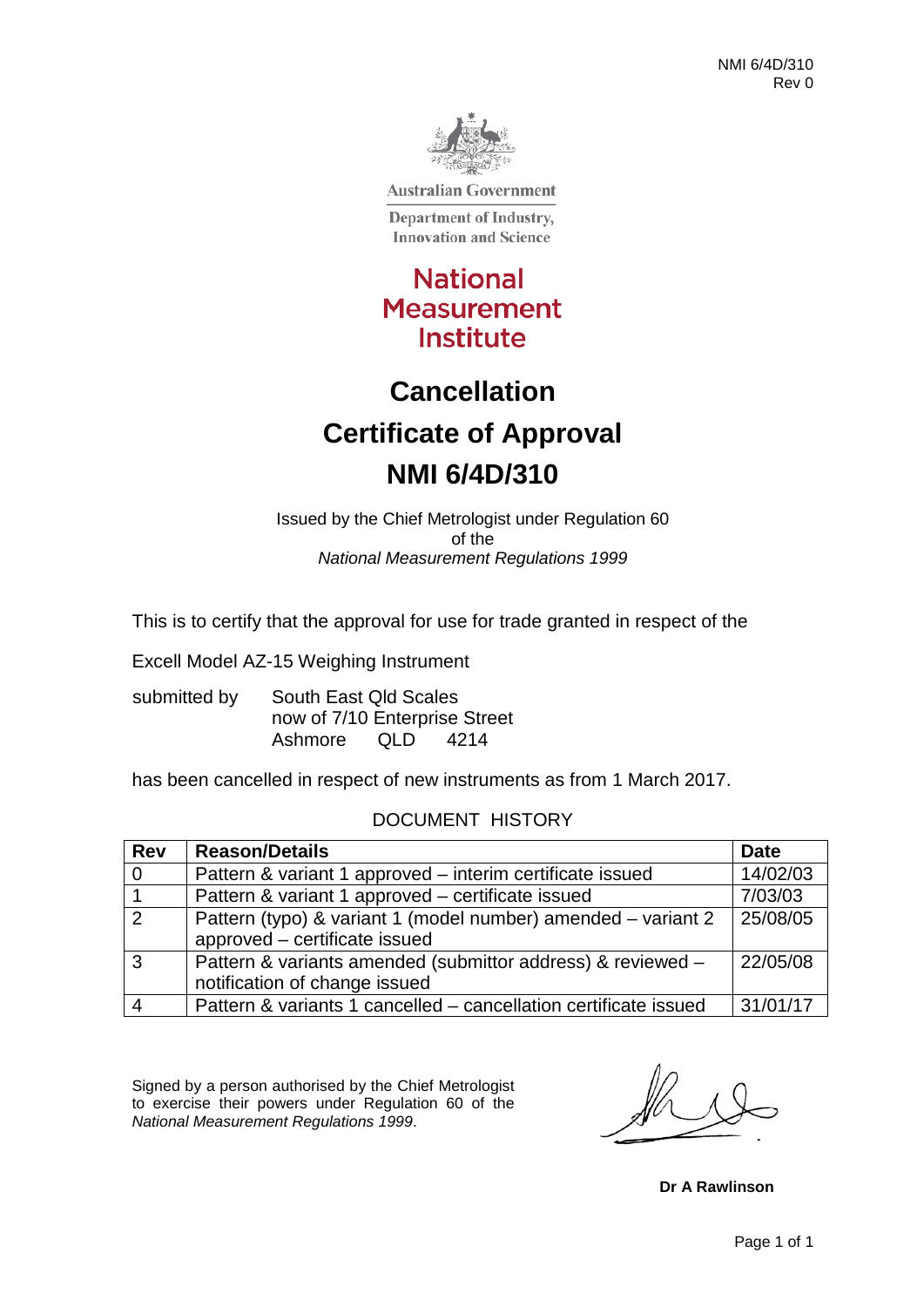NMI 6/4D/310
Rev 0

Australian Government

Department of Industry, Innovation and Science

National Measurement Institute

# Cancellation
# Certificate of Approval
# NMI 6/4D/310

Issued by the Chief Metrologist under Regulation 60
of the
*National Measurement Regulations 1999*

This is to certify that the approval for use for trade granted in respect of the

Excell Model AZ-15 Weighing Instrument

submitted by South East Qld Scales
now of 7/10 Enterprise Street
Ashmore QLD 4214

has been cancelled in respect of new instruments as from 1 March 2017.

DOCUMENT HISTORY

| Rev | Reason/Details | Date |
|---|---|---|
| 0 | Pattern & variant 1 approved – interim certificate issued | 14/02/03 |
| 1 | Pattern & variant 1 approved – certificate issued | 7/03/03 |
| 2 | Pattern (typo) & variant 1 (model number) amended – variant 2 approved – certificate issued | 25/08/05 |
| 3 | Pattern & variants amended (submittor address) & reviewed – notification of change issued | 22/05/08 |
| 4 | Pattern & variants 1 cancelled – cancellation certificate issued | 31/01/17 |

Signed by a person authorised by the Chief Metrologist to exercise their powers under Regulation 60 of the *National Measurement Regulations 1999*.

**Dr A Rawlinson**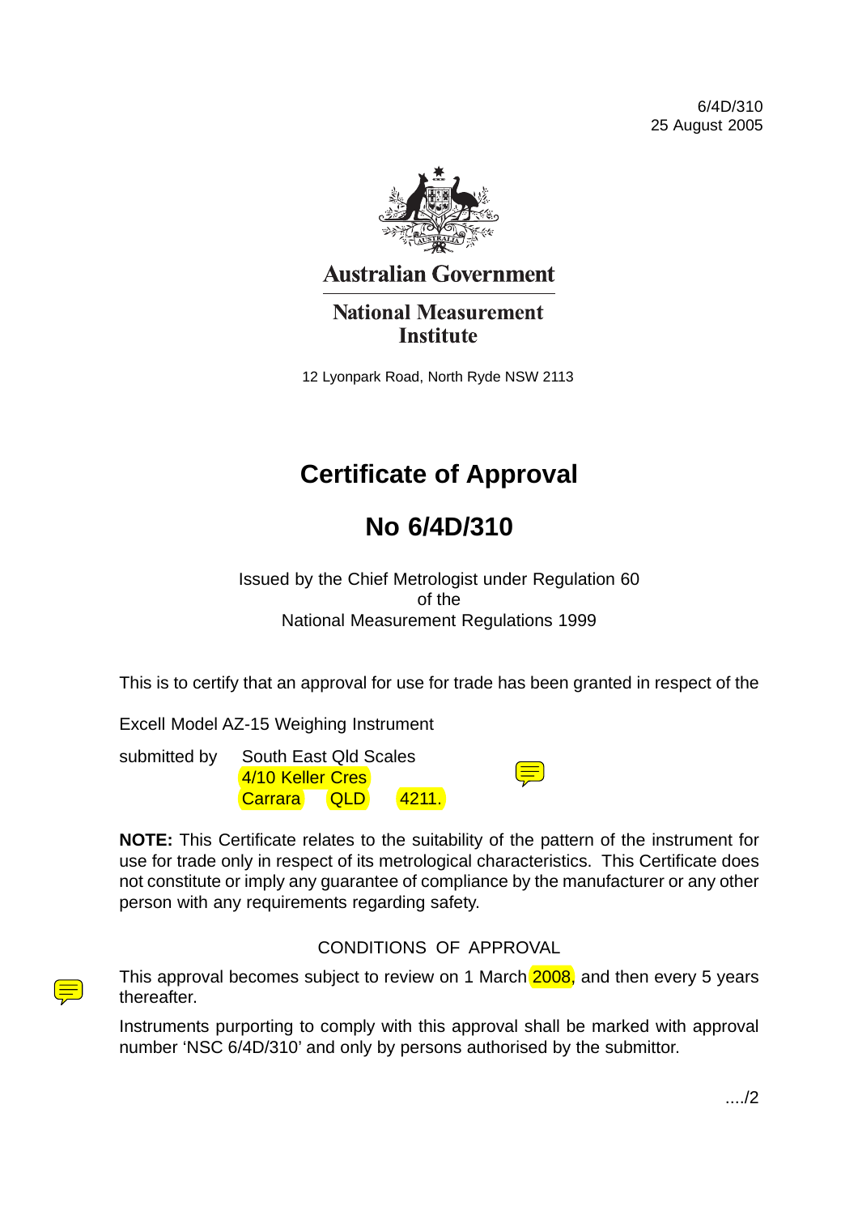6/4D/310
25 August 2005

Australian Government

National Measurement Institute

12 Lyonpark Road, North Ryde NSW 2113

# Certificate of Approval

# No 6/4D/310

Issued by the Chief Metrologist under Regulation 60
of the
National Measurement Regulations 1999

This is to certify that an approval for use for trade has been granted in respect of the

Excell Model AZ-15 Weighing Instrument

submitted by South East Qld Scales
4/10 Keller Cres
Carrara QLD 4211.

**NOTE:** This Certificate relates to the suitability of the pattern of the instrument for use for trade only in respect of its metrological characteristics. This Certificate does not constitute or imply any guarantee of compliance by the manufacturer or any other person with any requirements regarding safety.

CONDITIONS OF APPROVAL

This approval becomes subject to review on 1 March 2008, and then every 5 years thereafter.

Instruments purporting to comply with this approval shall be marked with approval number 'NSC 6/4D/310' and only by persons authorised by the submittor.

..../2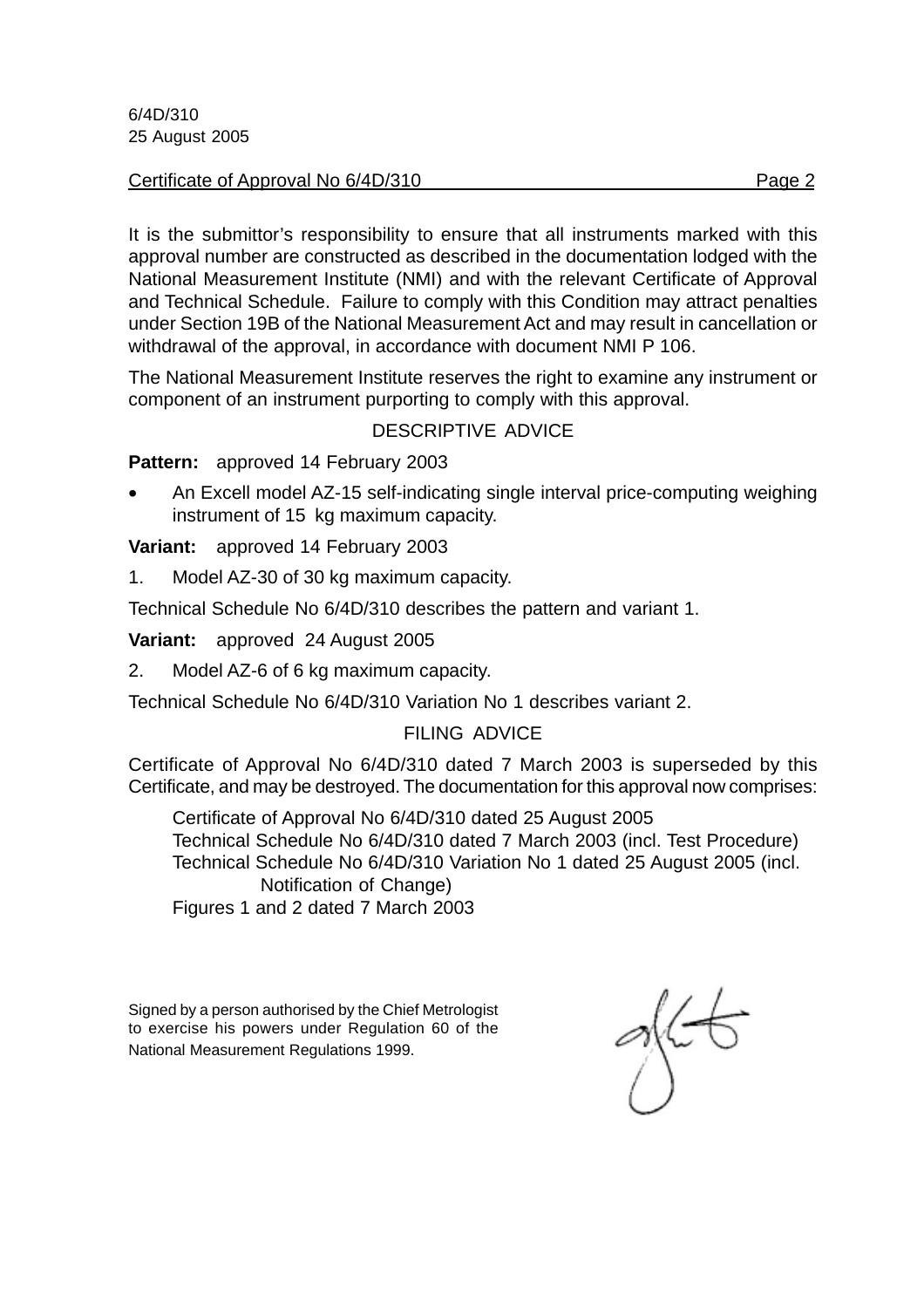It is the submittor's responsibility to ensure that all instruments marked with this approval number are constructed as described in the documentation lodged with the National Measurement Institute (NMI) and with the relevant Certificate of Approval and Technical Schedule. Failure to comply with this Condition may attract penalties under Section 19B of the National Measurement Act and may result in cancellation or withdrawal of the approval, in accordance with document NMI P 106.

The National Measurement Institute reserves the right to examine any instrument or component of an instrument purporting to comply with this approval.

## DESCRIPTIVE ADVICE

**Pattern:** approved 14 February 2003

- An Excell model AZ-15 self-indicating single interval price-computing weighing instrument of 15 kg maximum capacity.

**Variant:** approved 14 February 2003

1. Model AZ-30 of 30 kg maximum capacity.

Technical Schedule No 6/4D/310 describes the pattern and variant 1.

**Variant:** approved 24 August 2005

2. Model AZ-6 of 6 kg maximum capacity.

Technical Schedule No 6/4D/310 Variation No 1 describes variant 2.

## FILING ADVICE

Certificate of Approval No 6/4D/310 dated 7 March 2003 is superseded by this Certificate, and may be destroyed. The documentation for this approval now comprises:

Certificate of Approval No 6/4D/310 dated 25 August 2005
Technical Schedule No 6/4D/310 dated 7 March 2003 (incl. Test Procedure)
Technical Schedule No 6/4D/310 Variation No 1 dated 25 August 2005 (incl. Notification of Change)
Figures 1 and 2 dated 7 March 2003

Signed by a person authorised by the Chief Metrologist to exercise his powers under Regulation 60 of the National Measurement Regulations 1999.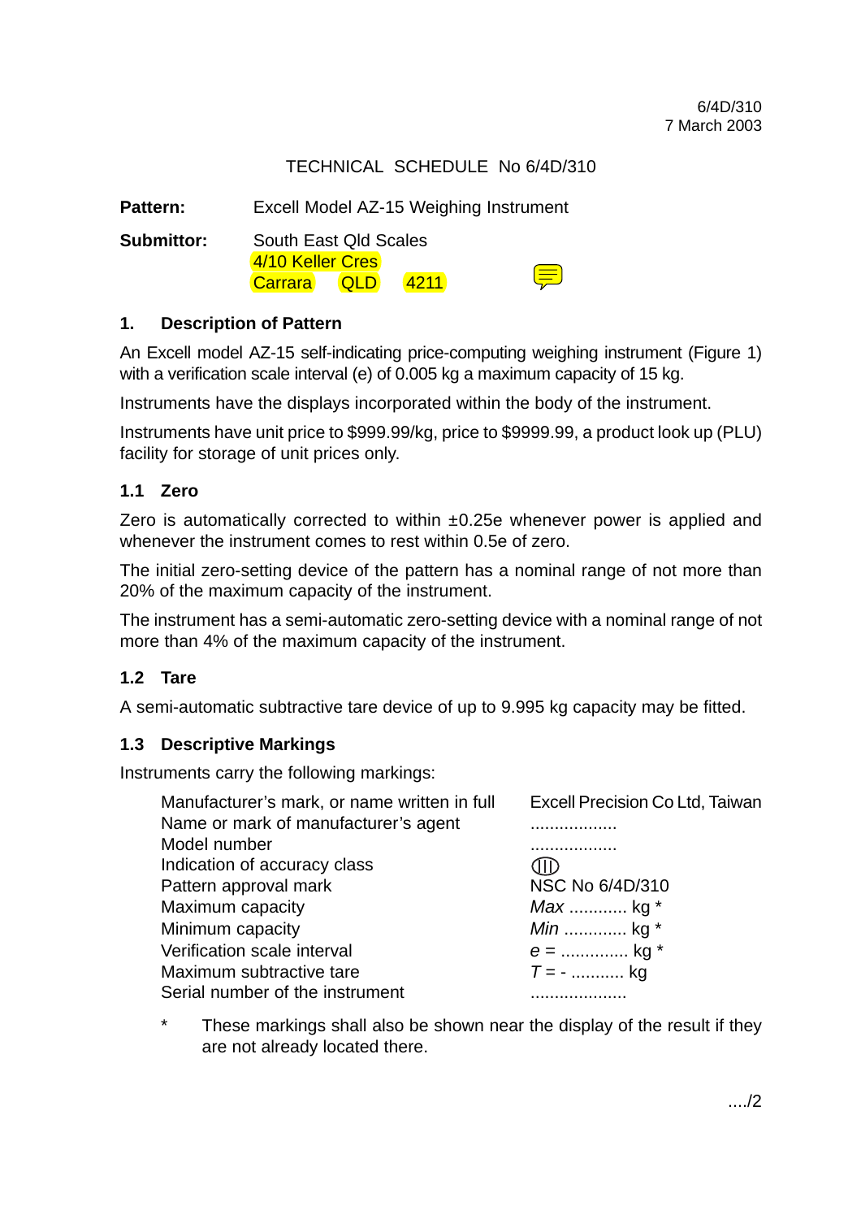6/4D/310
7 March 2003

TECHNICAL SCHEDULE No 6/4D/310

**Pattern:** Excell Model AZ-15 Weighing Instrument

**Submittor:** South East Qld Scales
4/10 Keller Cres
Carrara QLD 4211

## 1. Description of Pattern

An Excell model AZ-15 self-indicating price-computing weighing instrument (Figure 1) with a verification scale interval (e) of 0.005 kg a maximum capacity of 15 kg.

Instruments have the displays incorporated within the body of the instrument.

Instruments have unit price to $999.99/kg, price to $9999.99, a product look up (PLU) facility for storage of unit prices only.

### 1.1 Zero

Zero is automatically corrected to within ±0.25e whenever power is applied and whenever the instrument comes to rest within 0.5e of zero.

The initial zero-setting device of the pattern has a nominal range of not more than 20% of the maximum capacity of the instrument.

The instrument has a semi-automatic zero-setting device with a nominal range of not more than 4% of the maximum capacity of the instrument.

### 1.2 Tare

A semi-automatic subtractive tare device of up to 9.995 kg capacity may be fitted.

### 1.3 Descriptive Markings

Instruments carry the following markings:

| | |
|---|---|
| Manufacturer's mark, or name written in full | Excell Precision Co Ltd, Taiwan |
| Name or mark of manufacturer's agent | .................. |
| Model number | .................. |
| Indication of accuracy class | (III) |
| Pattern approval mark | NSC No 6/4D/310 |
| Maximum capacity | *Max* ............ kg * |
| Minimum capacity | *Min* ............ kg * |
| Verification scale interval | *e* = ............. kg * |
| Maximum subtractive tare | *T* = - ........... kg |
| Serial number of the instrument | .................... |

\* These markings shall also be shown near the display of the result if they are not already located there.

..../2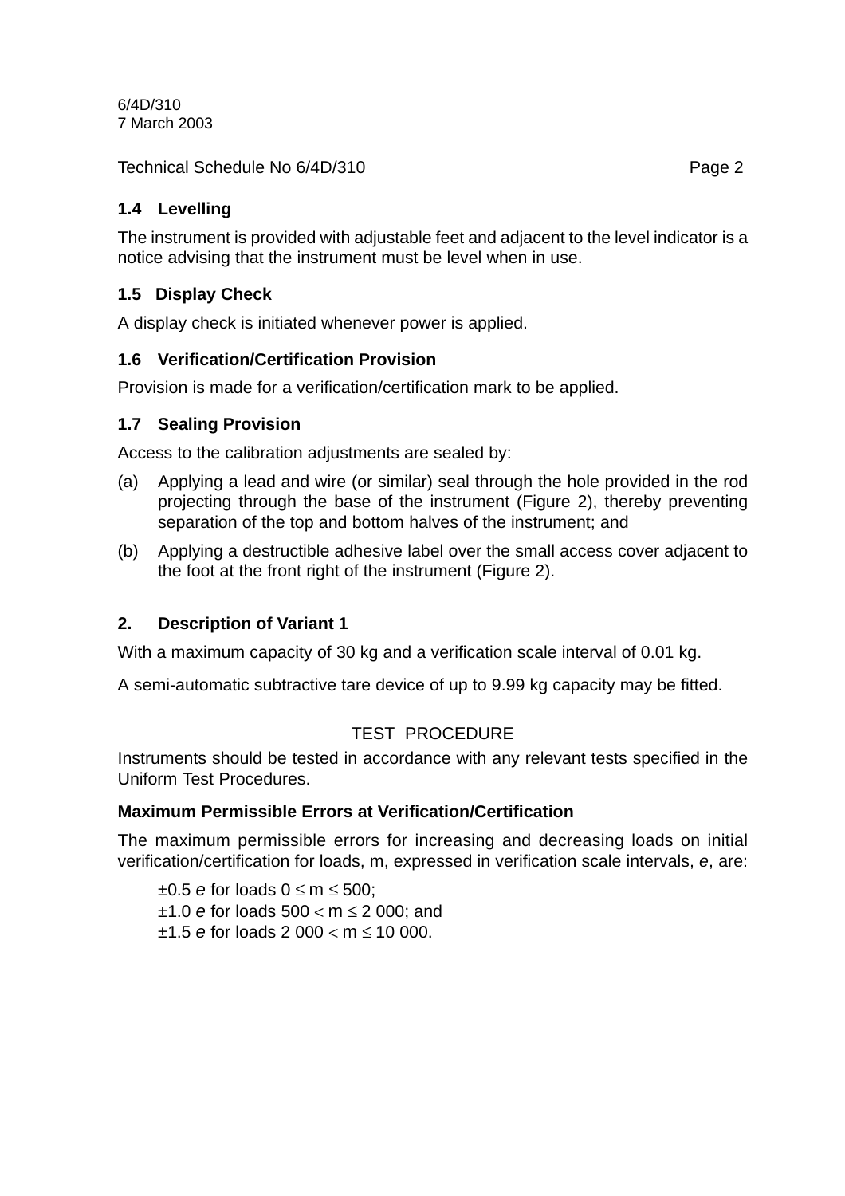### 1.4 Levelling

The instrument is provided with adjustable feet and adjacent to the level indicator is a notice advising that the instrument must be level when in use.

### 1.5 Display Check

A display check is initiated whenever power is applied.

### 1.6 Verification/Certification Provision

Provision is made for a verification/certification mark to be applied.

### 1.7 Sealing Provision

Access to the calibration adjustments are sealed by:

(a) Applying a lead and wire (or similar) seal through the hole provided in the rod projecting through the base of the instrument (Figure 2), thereby preventing separation of the top and bottom halves of the instrument; and

(b) Applying a destructible adhesive label over the small access cover adjacent to the foot at the front right of the instrument (Figure 2).

## 2. Description of Variant 1

With a maximum capacity of 30 kg and a verification scale interval of 0.01 kg.

A semi-automatic subtractive tare device of up to 9.99 kg capacity may be fitted.

TEST PROCEDURE

Instruments should be tested in accordance with any relevant tests specified in the Uniform Test Procedures.

**Maximum Permissible Errors at Verification/Certification**

The maximum permissible errors for increasing and decreasing loads on initial verification/certification for loads, m, expressed in verification scale intervals, *e*, are:

±0.5 *e* for loads $0 \leq m \leq 500$;
±1.0 *e* for loads $500 < m \leq 2\,000$; and
±1.5 *e* for loads $2\,000 < m \leq 10\,000$.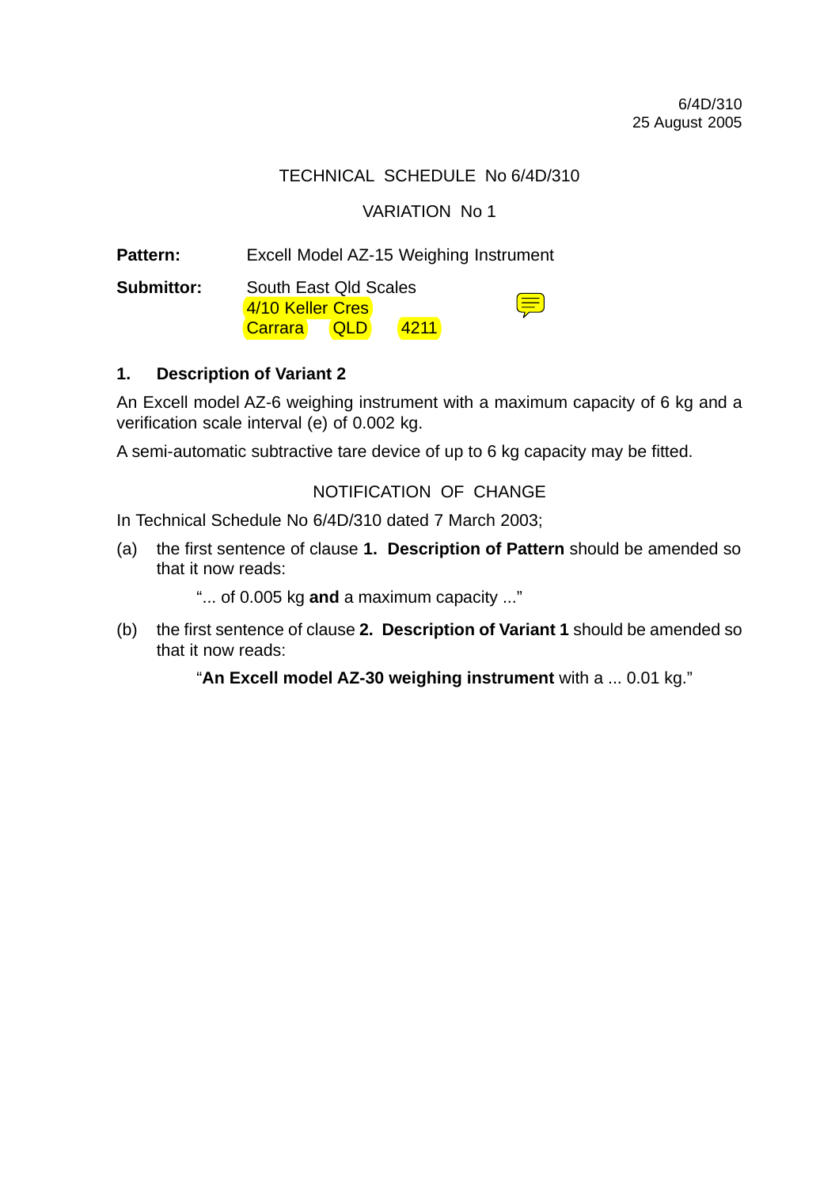6/4D/310
25 August 2005

TECHNICAL SCHEDULE No 6/4D/310

VARIATION No 1

**Pattern:** Excell Model AZ-15 Weighing Instrument

**Submittor:** South East Qld Scales
4/10 Keller Cres
Carrara QLD 4211

## 1. Description of Variant 2

An Excell model AZ-6 weighing instrument with a maximum capacity of 6 kg and a verification scale interval (e) of 0.002 kg.

A semi-automatic subtractive tare device of up to 6 kg capacity may be fitted.

NOTIFICATION OF CHANGE

In Technical Schedule No 6/4D/310 dated 7 March 2003;

(a) the first sentence of clause **1. Description of Pattern** should be amended so that it now reads:

"... of 0.005 kg **and** a maximum capacity ..."

(b) the first sentence of clause **2. Description of Variant 1** should be amended so that it now reads:

"**An Excell model AZ-30 weighing instrument** with a ... 0.01 kg."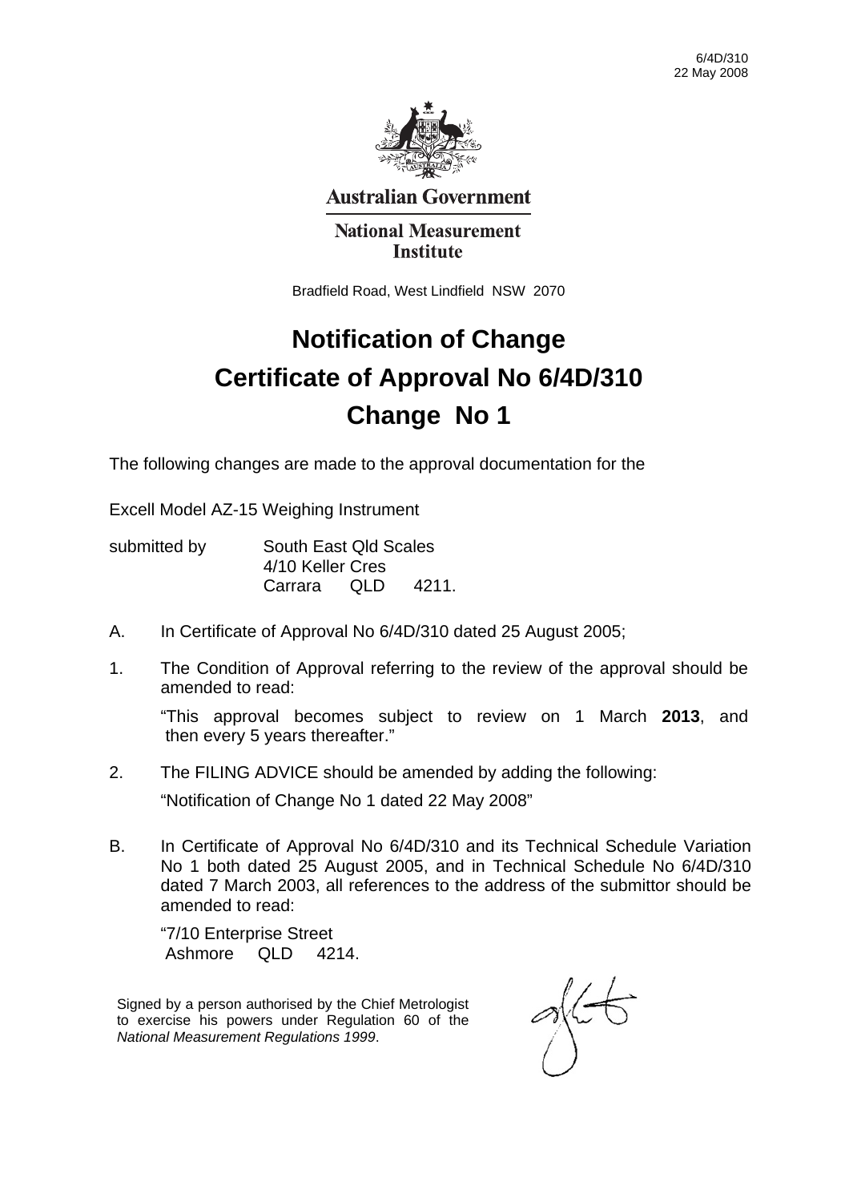6/4D/310
22 May 2008

**Australian Government**

**National Measurement Institute**

Bradfield Road, West Lindfield NSW 2070

# Notification of Change
# Certificate of Approval No 6/4D/310
# Change No 1

The following changes are made to the approval documentation for the

Excell Model AZ-15 Weighing Instrument

submitted by South East Qld Scales
4/10 Keller Cres
Carrara QLD 4211.

A. In Certificate of Approval No 6/4D/310 dated 25 August 2005;

1. The Condition of Approval referring to the review of the approval should be amended to read:

   "This approval becomes subject to review on 1 March **2013**, and then every 5 years thereafter."

2. The FILING ADVICE should be amended by adding the following:

   "Notification of Change No 1 dated 22 May 2008"

B. In Certificate of Approval No 6/4D/310 and its Technical Schedule Variation No 1 both dated 25 August 2005, and in Technical Schedule No 6/4D/310 dated 7 March 2003, all references to the address of the submittor should be amended to read:

   "7/10 Enterprise Street
   Ashmore QLD 4214.

Signed by a person authorised by the Chief Metrologist to exercise his powers under Regulation 60 of the *National Measurement Regulations 1999*.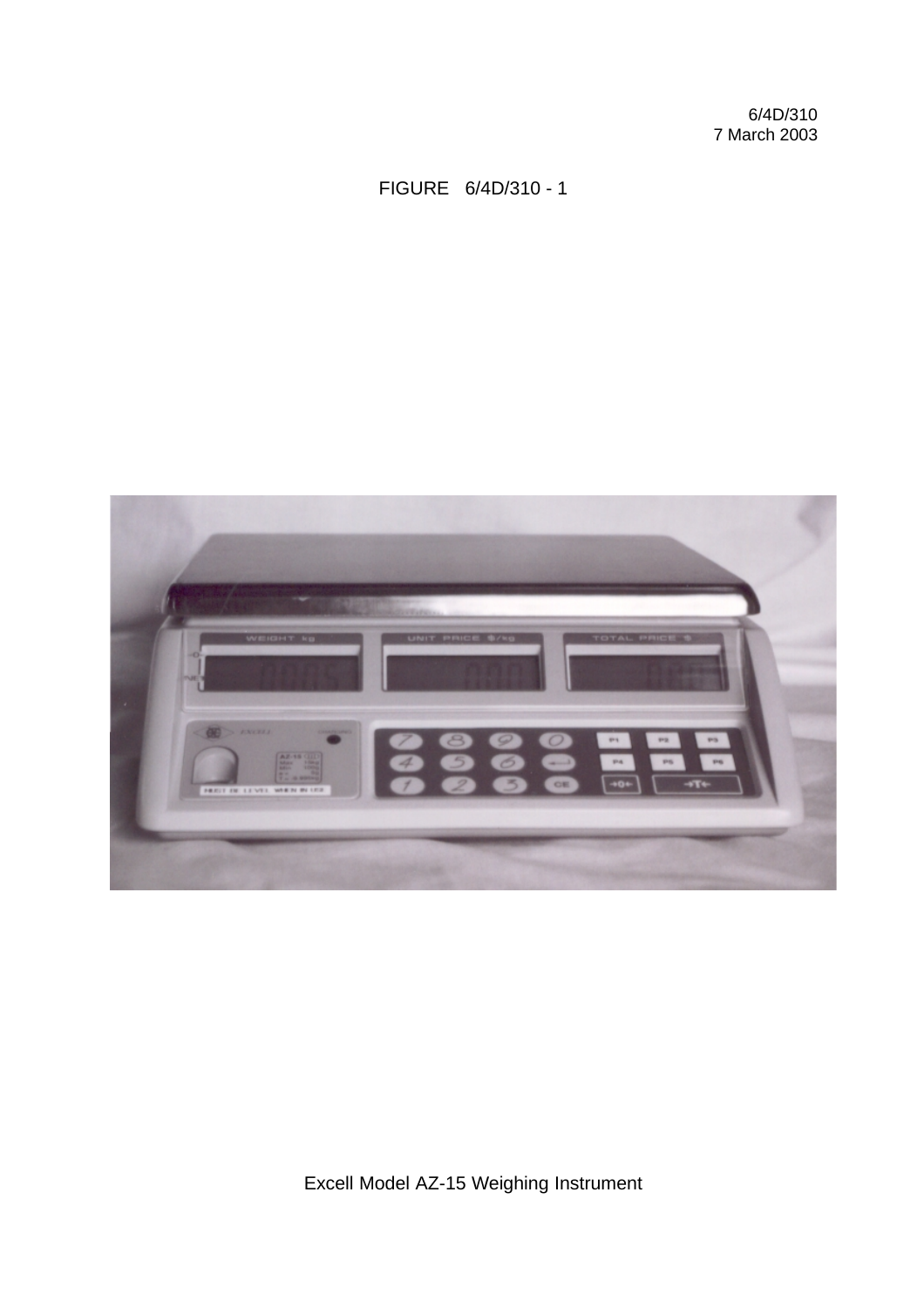6/4D/310
7 March 2003

FIGURE 6/4D/310 - 1

Excell Model AZ-15 Weighing Instrument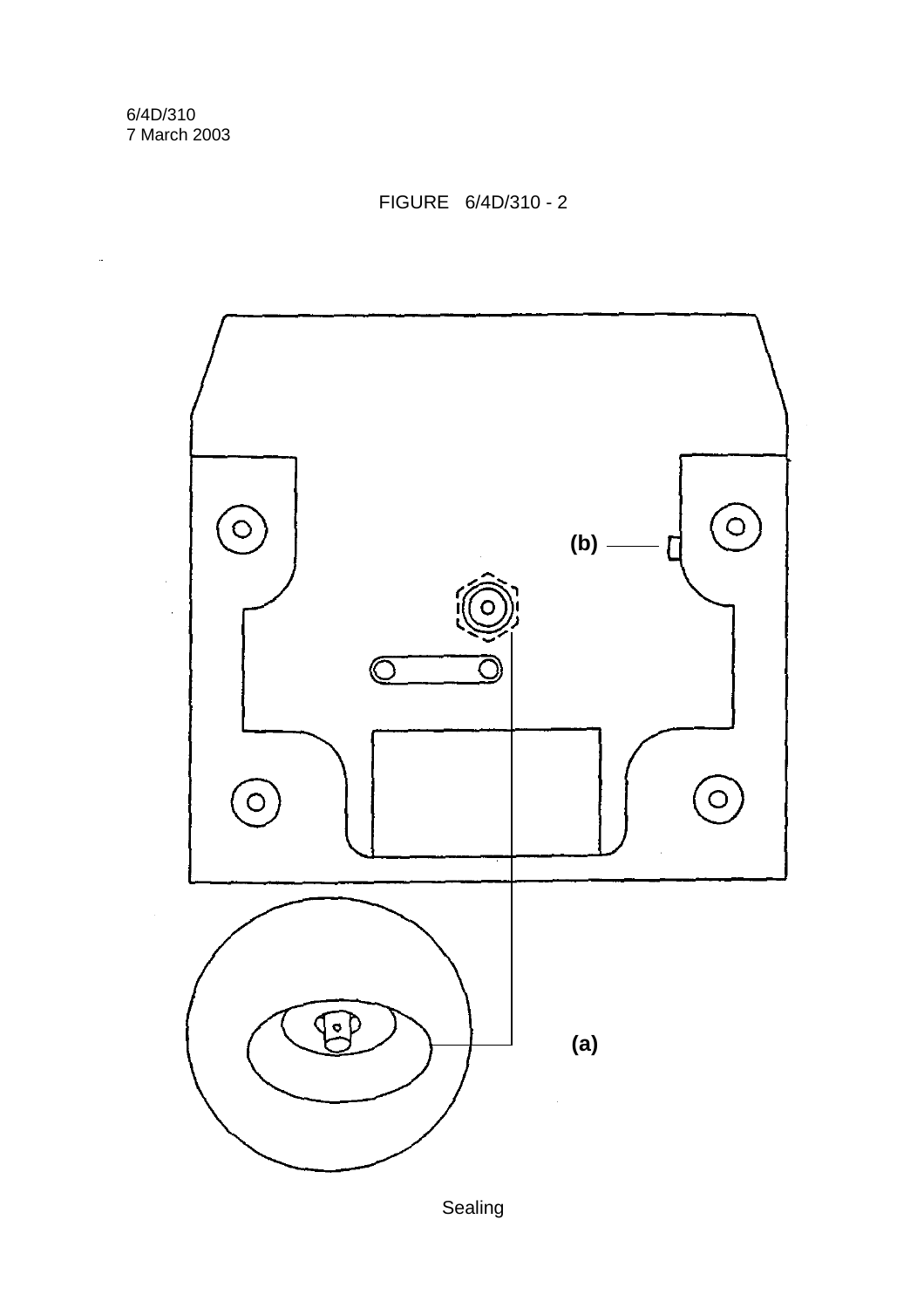6/4D/310
7 March 2003

FIGURE 6/4D/310 - 2

(b)

(a)

Sealing